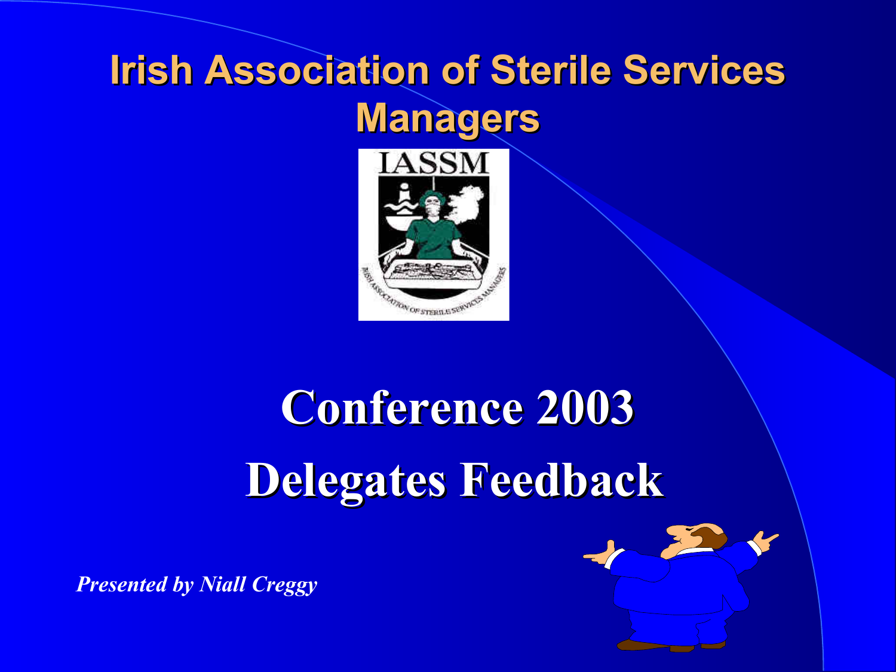# Irish Association of Sterile Services Managers

# Conference 2003

# Delegates Feedback

*Presented by Niall Creggy*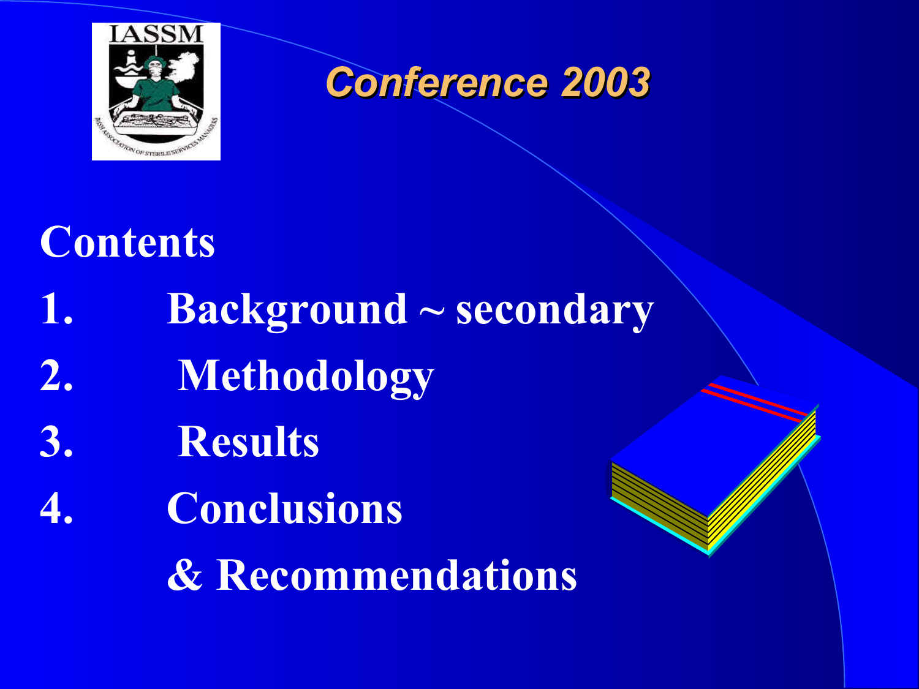## Conference 2003

# Contents

1. Background ~ secondary
2. Methodology
3. Results
4. Conclusions & Recommendations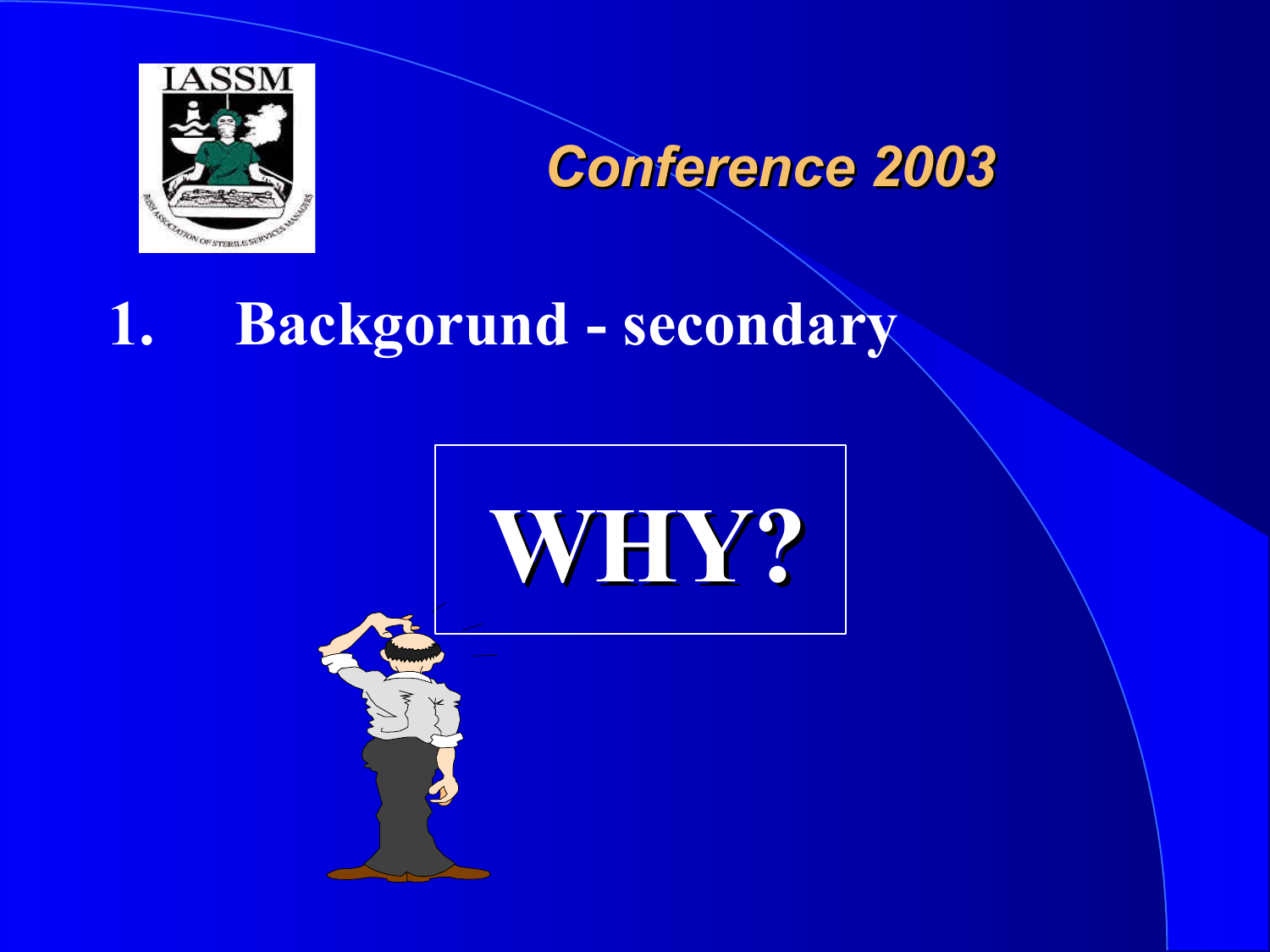IASSM

*Conference 2003*

## 1. Backgorund - secondary

# WHY?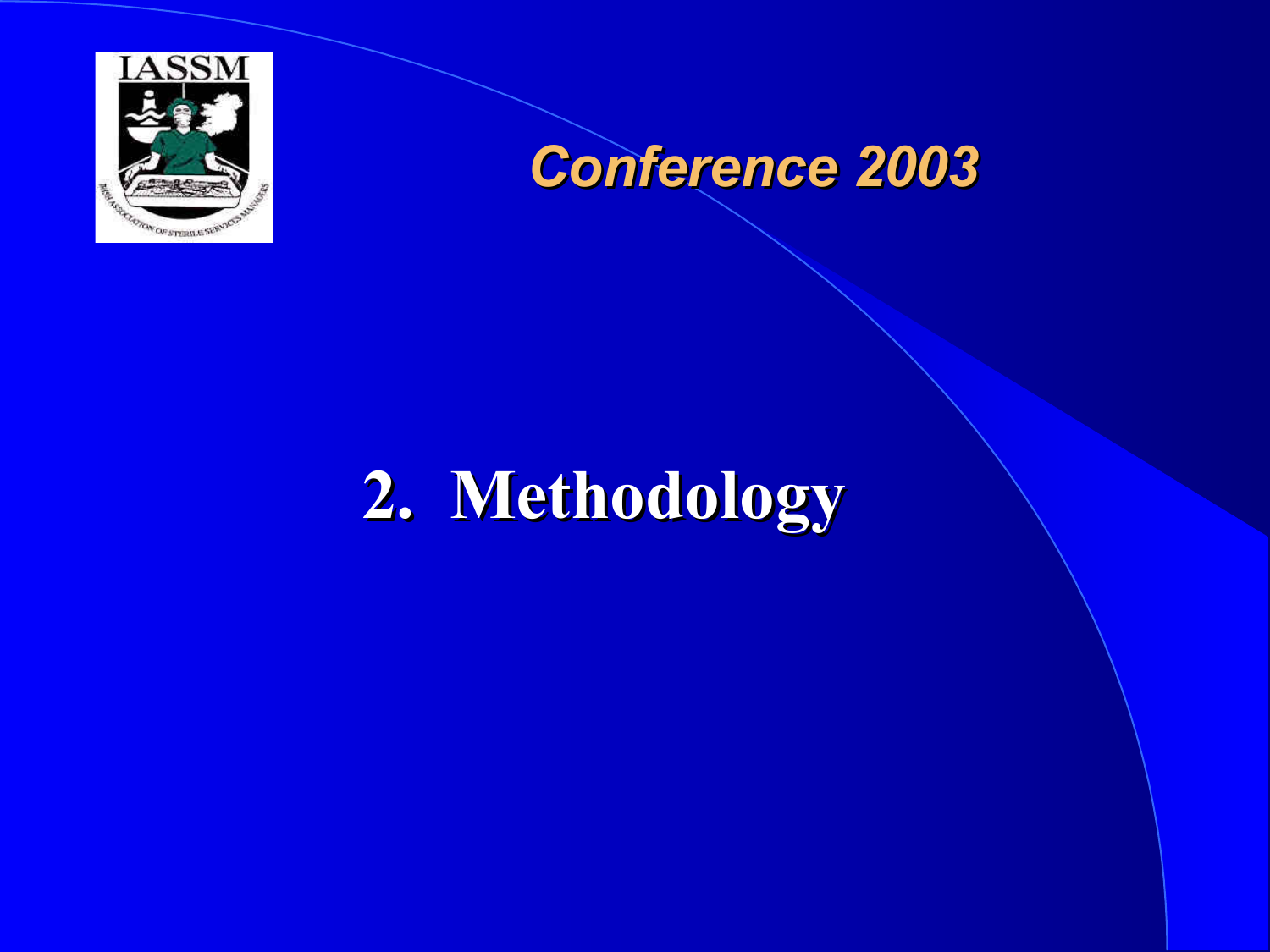Conference 2003

# 2. Methodology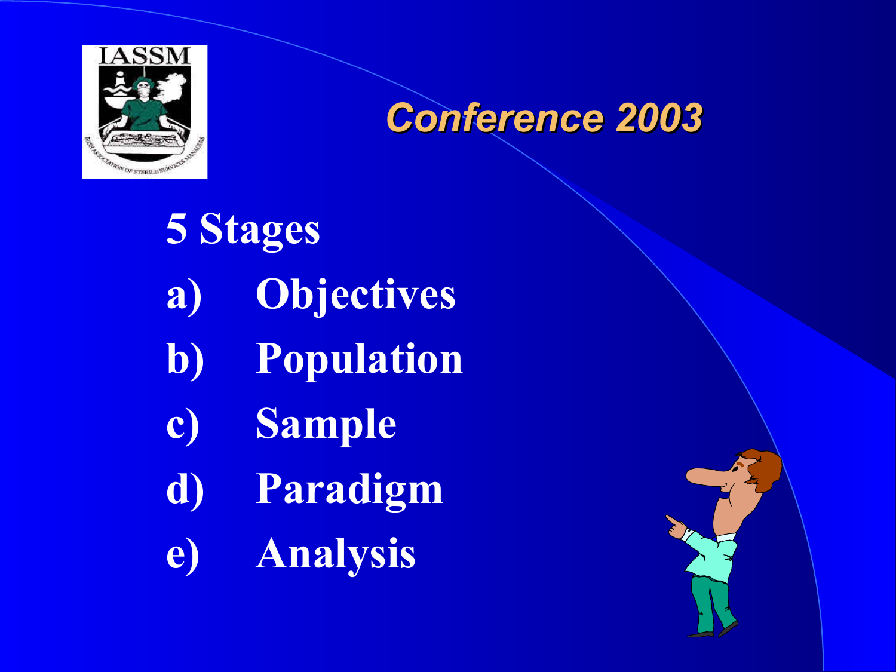## 5 Stages

a) Objectives

b) Population

c) Sample

d) Paradigm

e) Analysis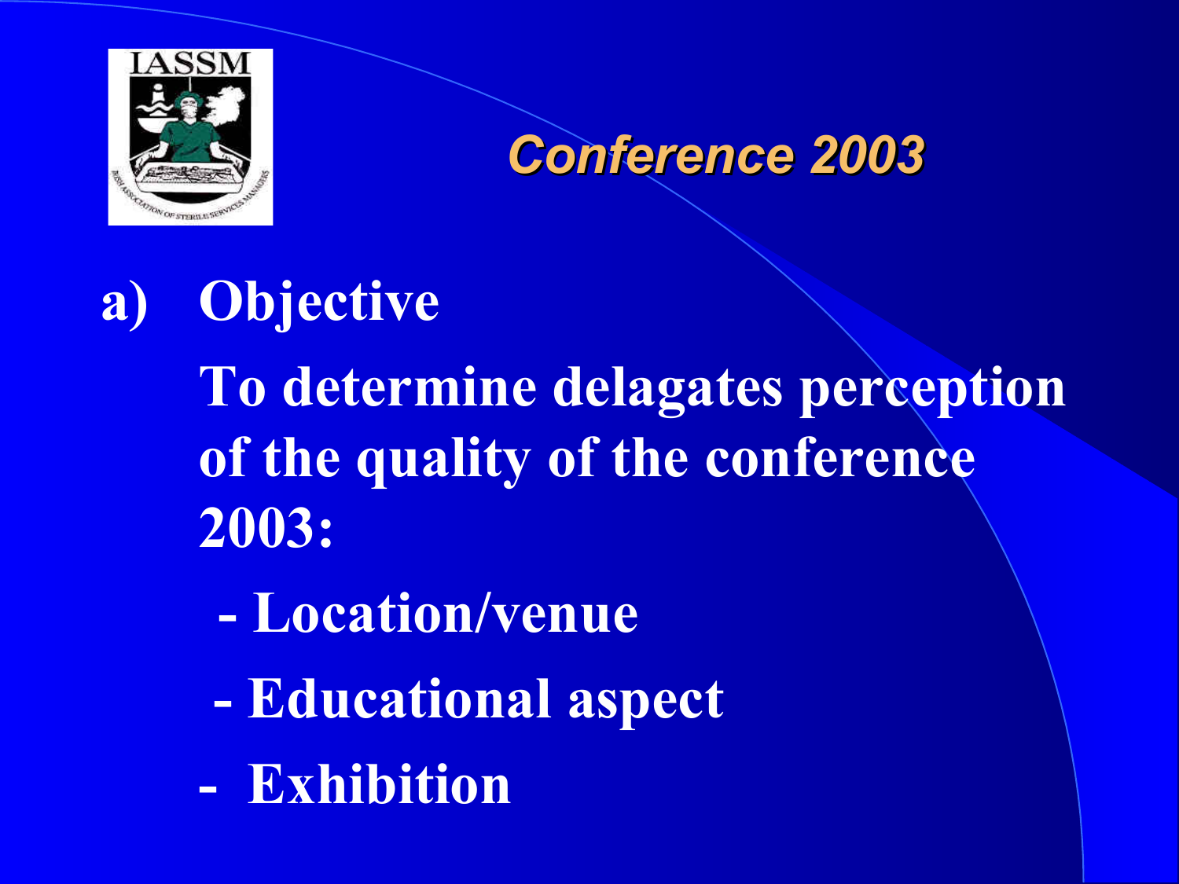## Conference 2003

a) **Objective**

**To determine delagates perception of the quality of the conference 2003:**

- **Location/venue**
- **Educational aspect**
- **Exhibition**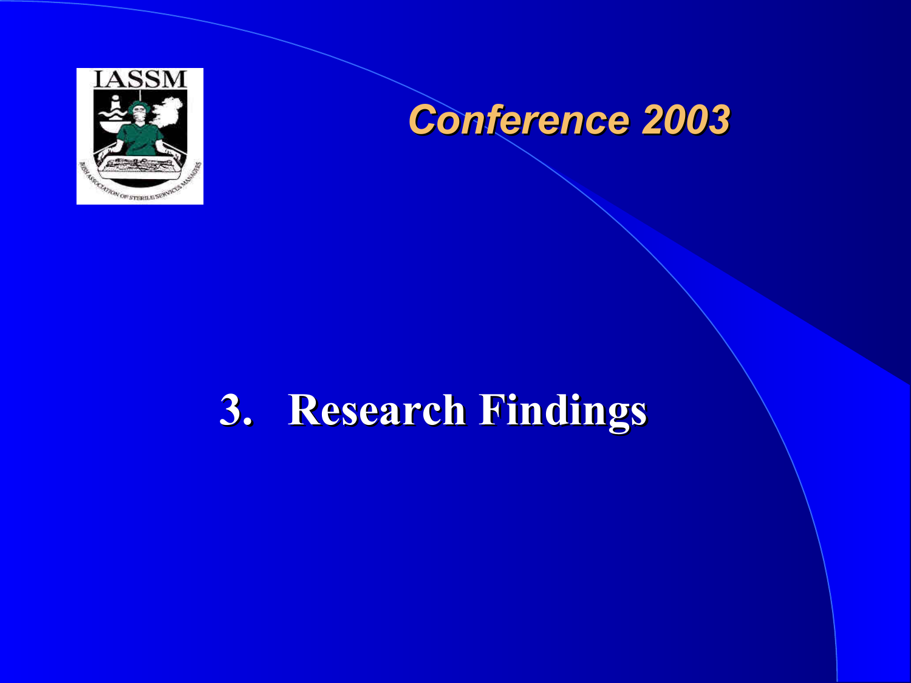IASSM

*Conference 2003*

# 3. Research Findings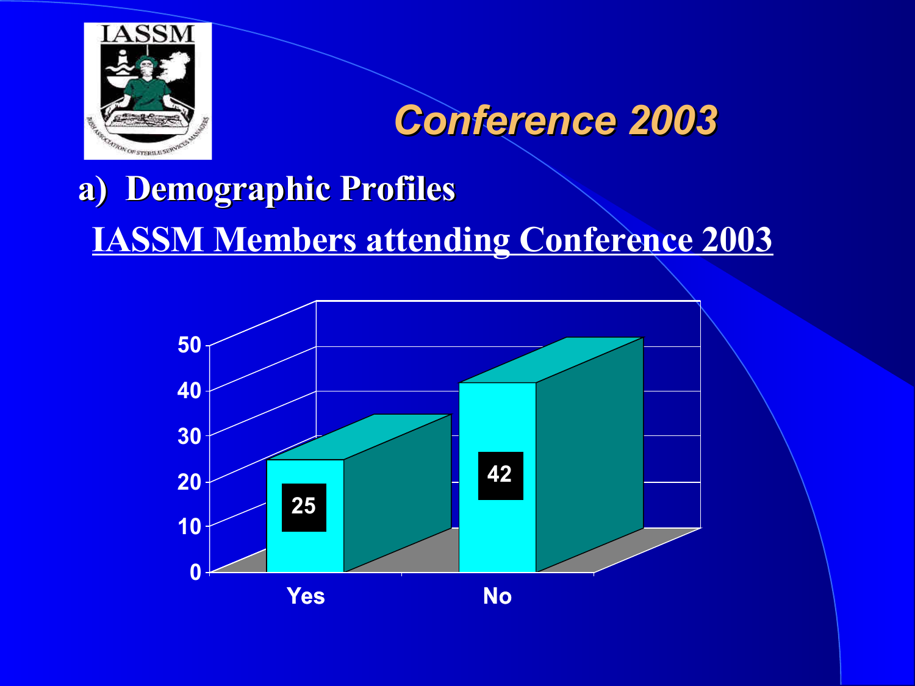# Conference 2003

## a) Demographic Profiles

**IASSM Members attending Conference 2003**

| | Yes | No |
|---|---|---|
| Count | 25 | 42 |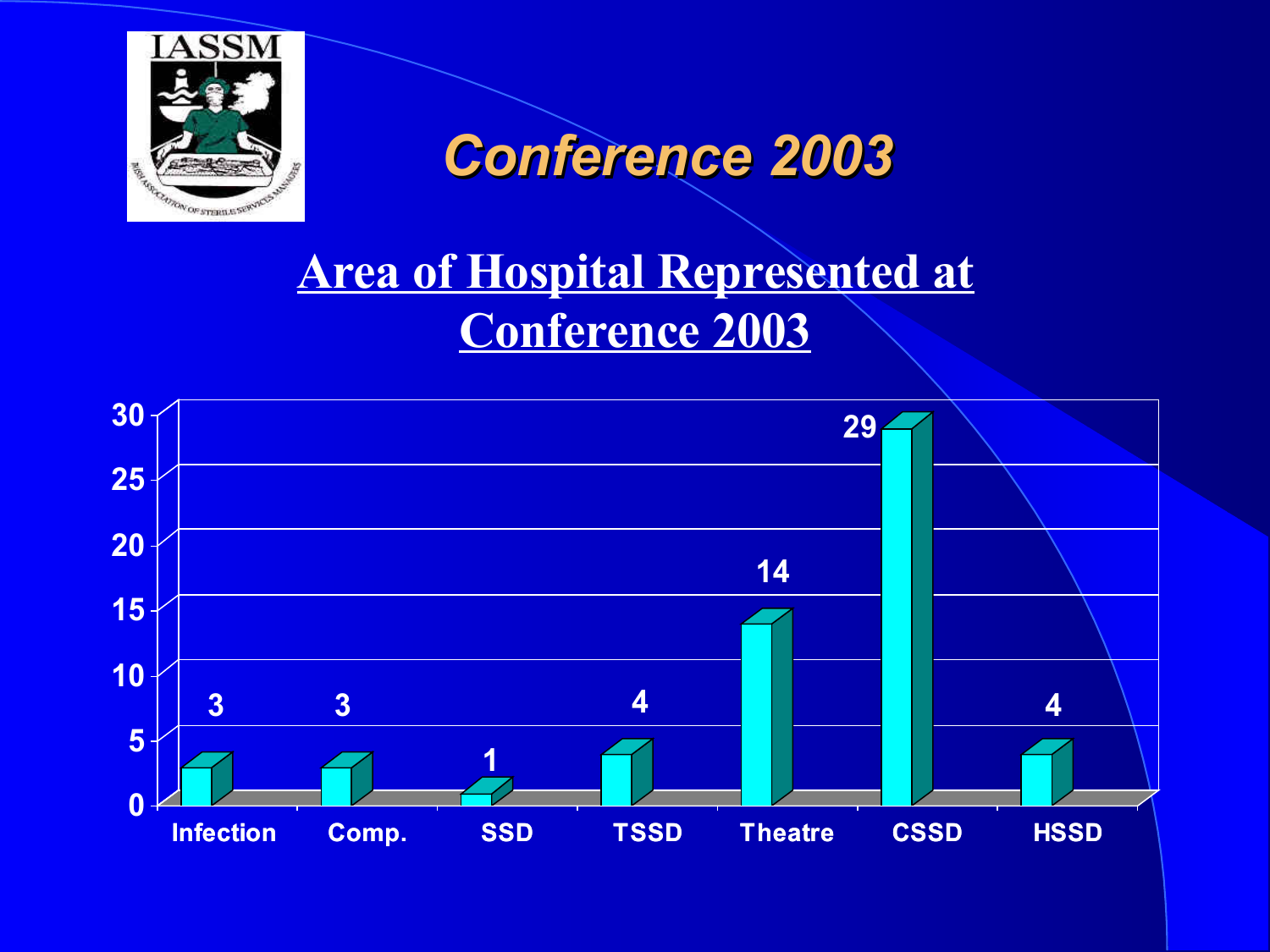# Conference 2003

## Area of Hospital Represented at Conference 2003

| Area | Number |
| --- | --- |
| Infection | 3 |
| Comp. | 3 |
| SSD | 1 |
| TSSD | 4 |
| Theatre | 14 |
| CSSD | 29 |
| HSSD | 4 |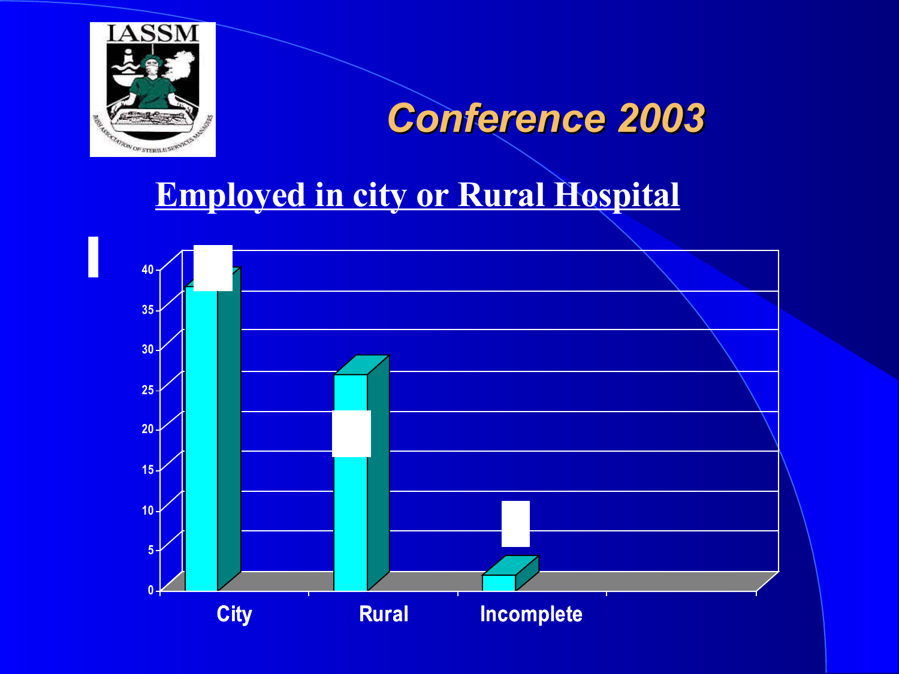## Conference 2003

# Employed in city or Rural Hospital

| | City | Rural | Incomplete |
|---|---|---|---|
| Value | 37.5 | 26.5 | 2 |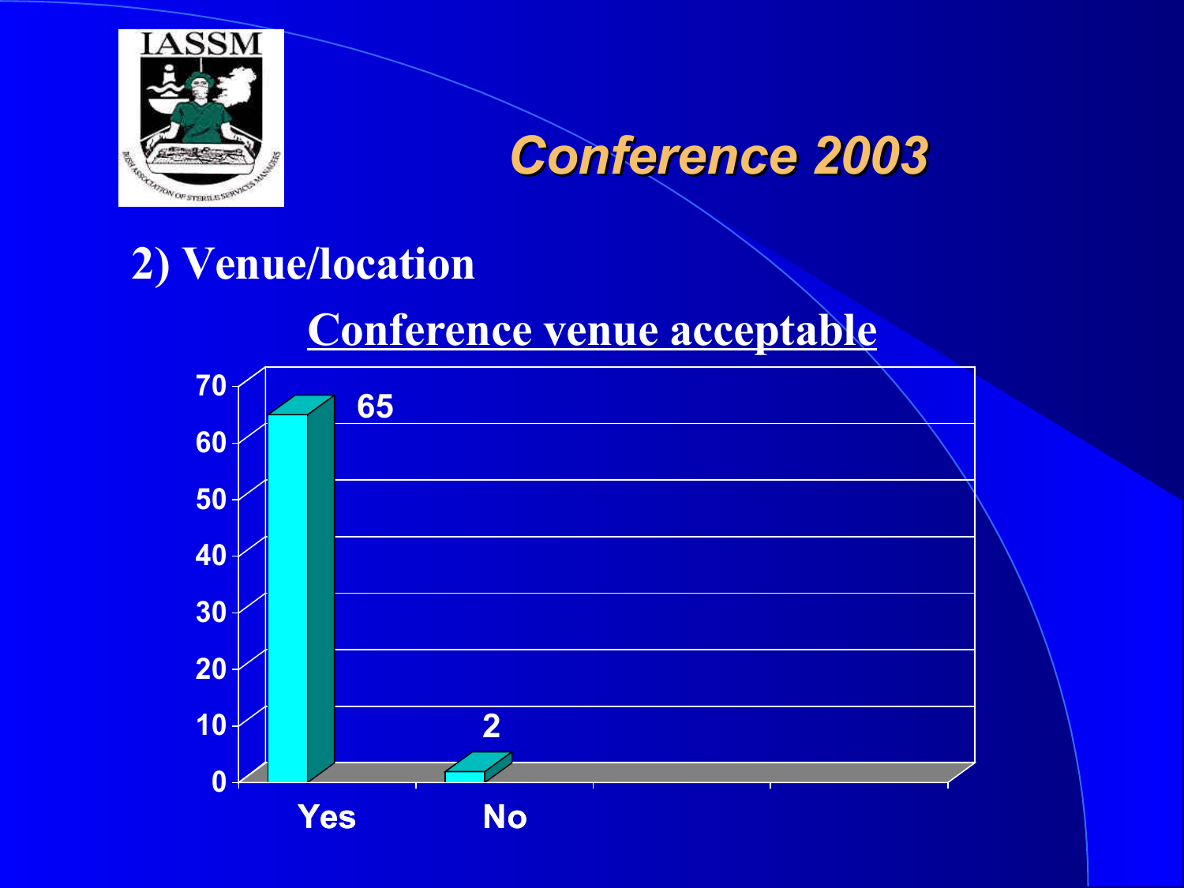# Conference 2003

## 2) Venue/location

**Conference venue acceptable**

| | Count |
|---|---|
| Yes | 65 |
| No | 2 |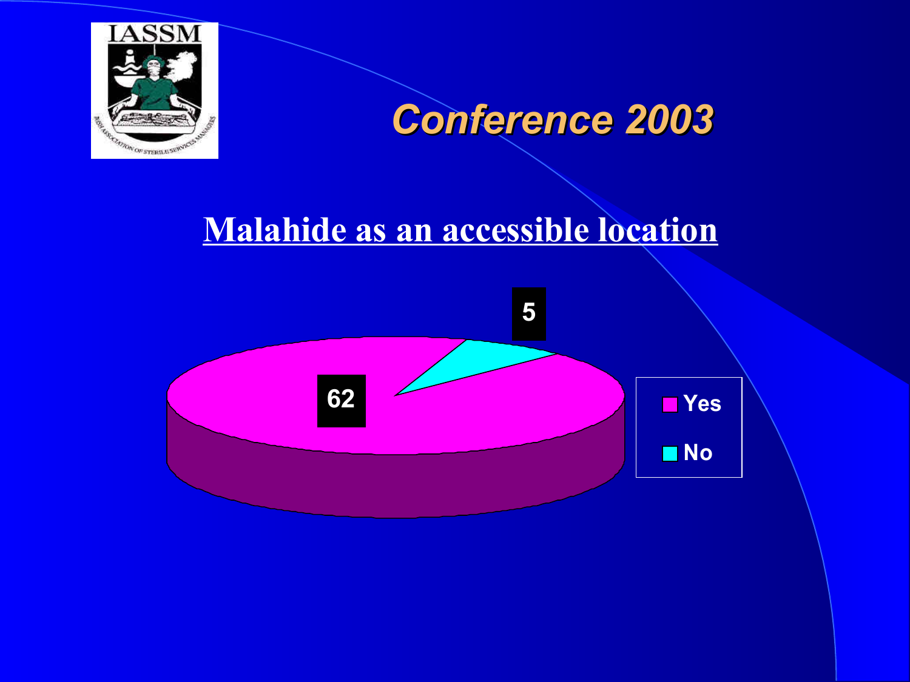## Conference 2003

### Malahide as an accessible location

| Response | Count |
|---|---|
| Yes | 62 |
| No | 5 |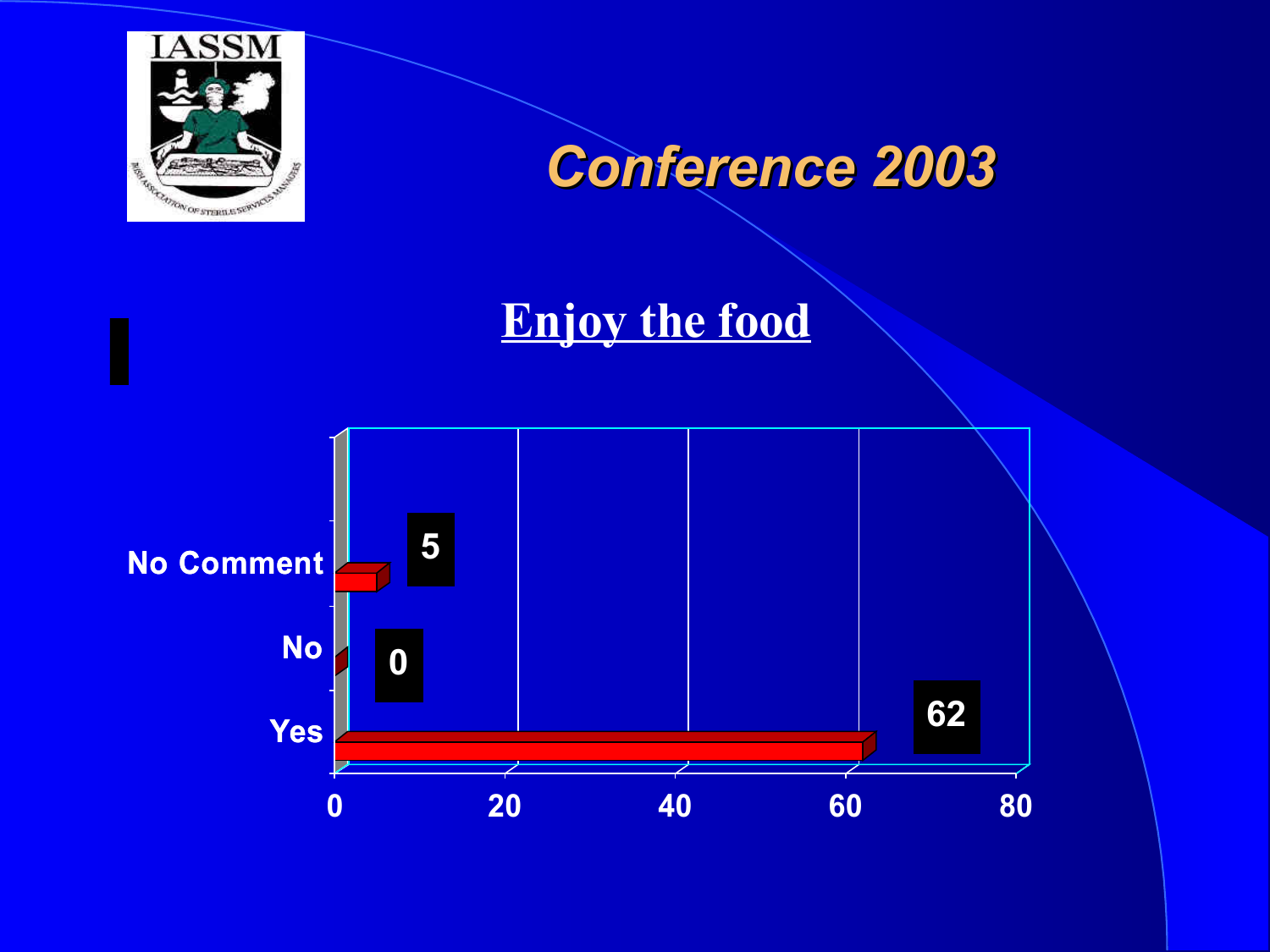# Conference 2003

## Enjoy the food

| Response | Count |
|---|---|
| No Comment | 5 |
| No | 0 |
| Yes | 62 |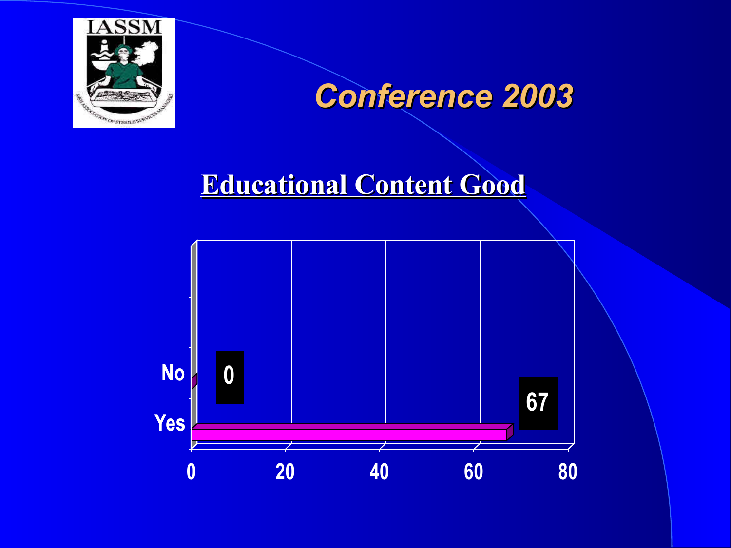## Conference 2003

### Educational Content Good

| | Count |
|---|---|
| No | 0 |
| Yes | 67 |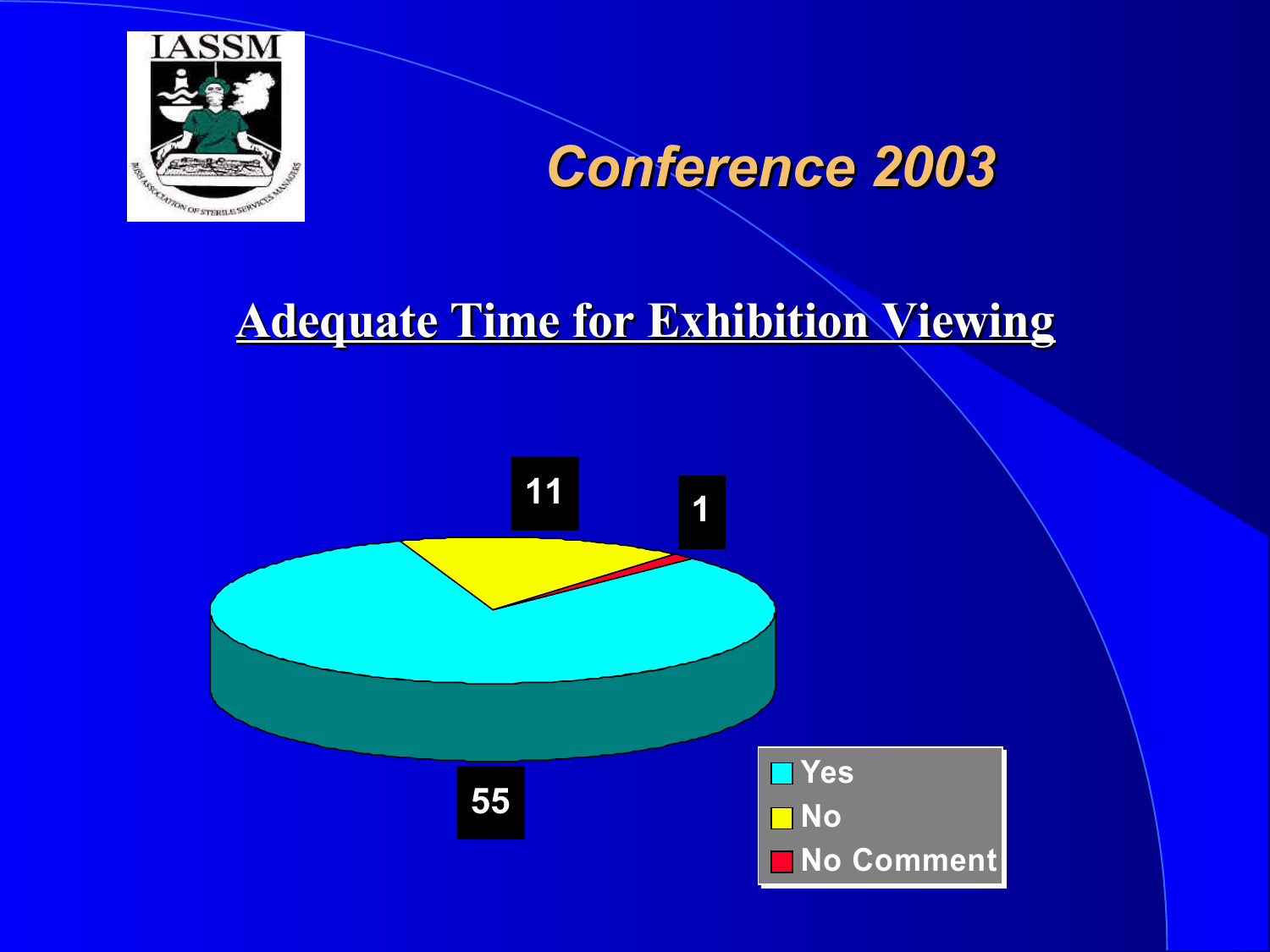# Conference 2003

## Adequate Time for Exhibition Viewing

| Response | Count |
| --- | --- |
| Yes | 55 |
| No | 11 |
| No Comment | 1 |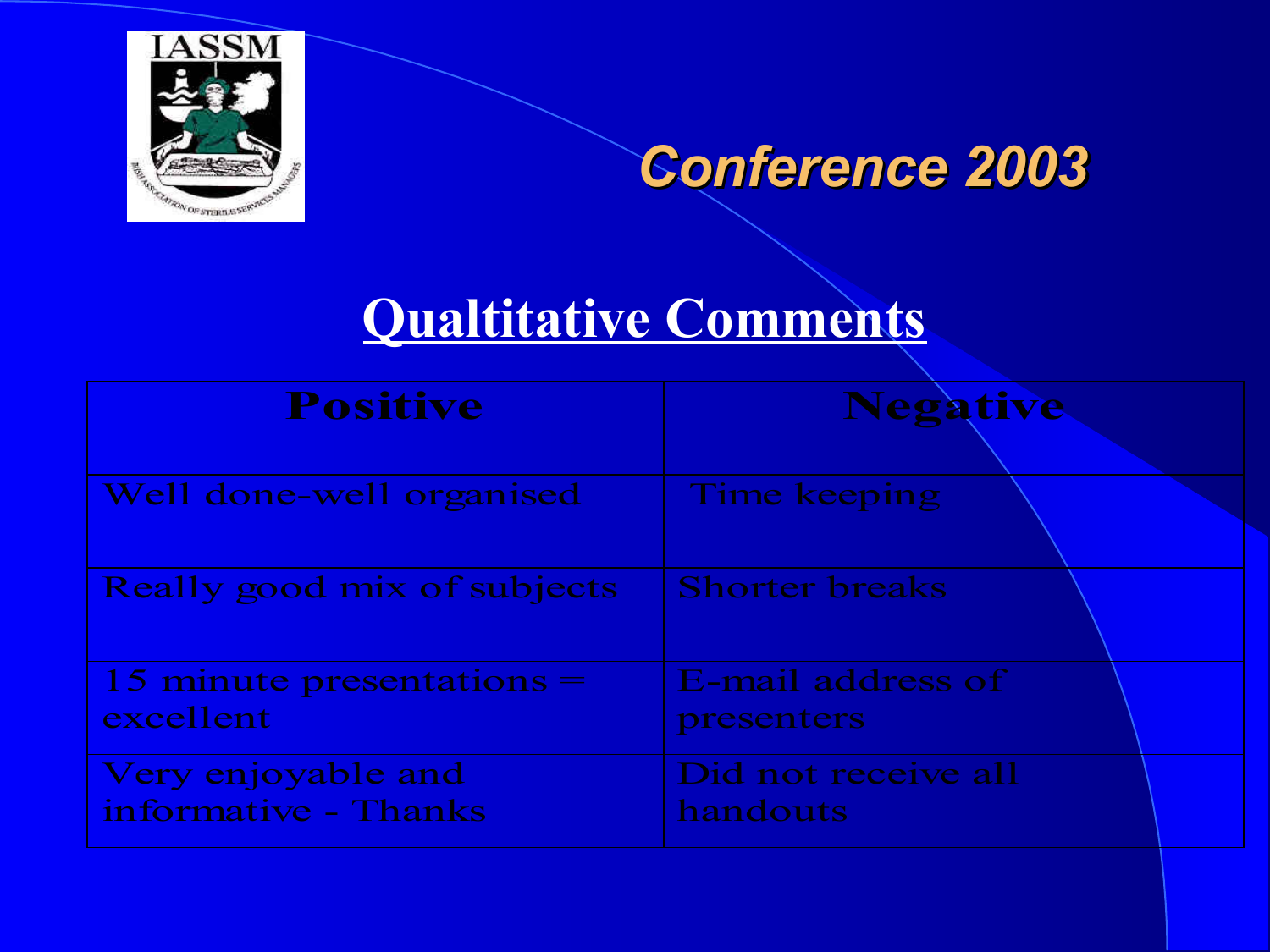# Conference 2003

## Qualtitative Comments

| Positive | Negative |
|---|---|
| Well done-well organised | Time keeping |
| Really good mix of subjects | Shorter breaks |
| 15 minute presentations = excellent | E-mail address of presenters |
| Very enjoyable and informative - Thanks | Did not receive all handouts |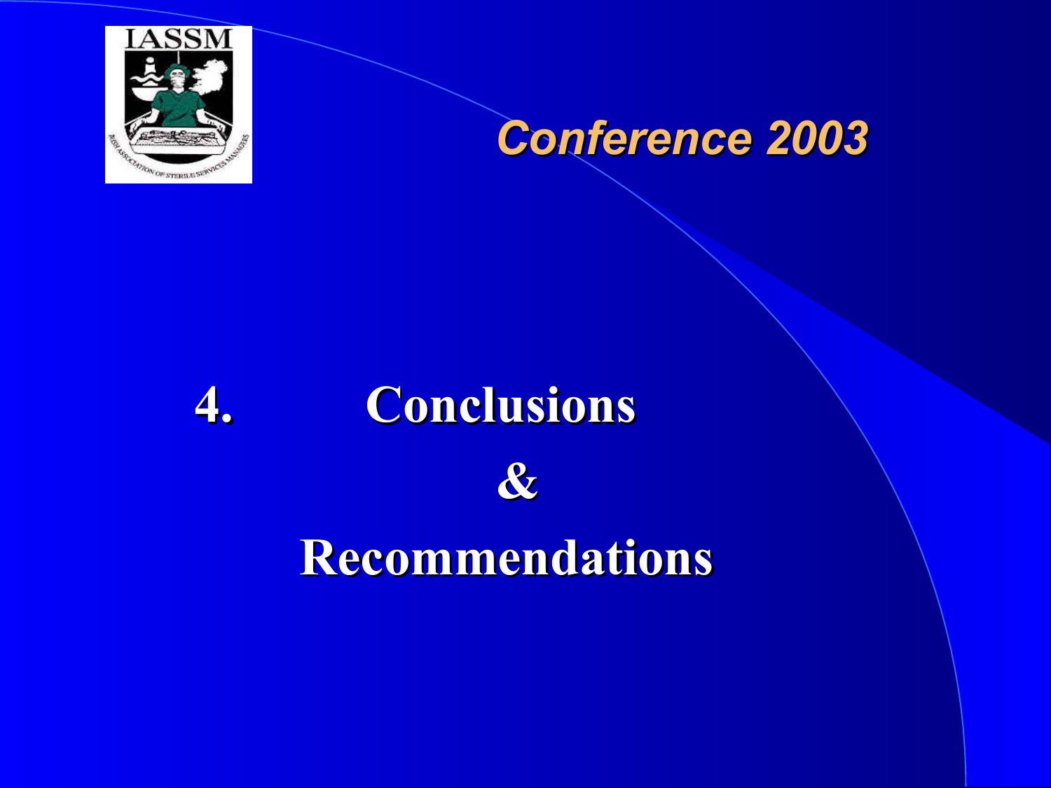*Conference 2003*

# 4. Conclusions & Recommendations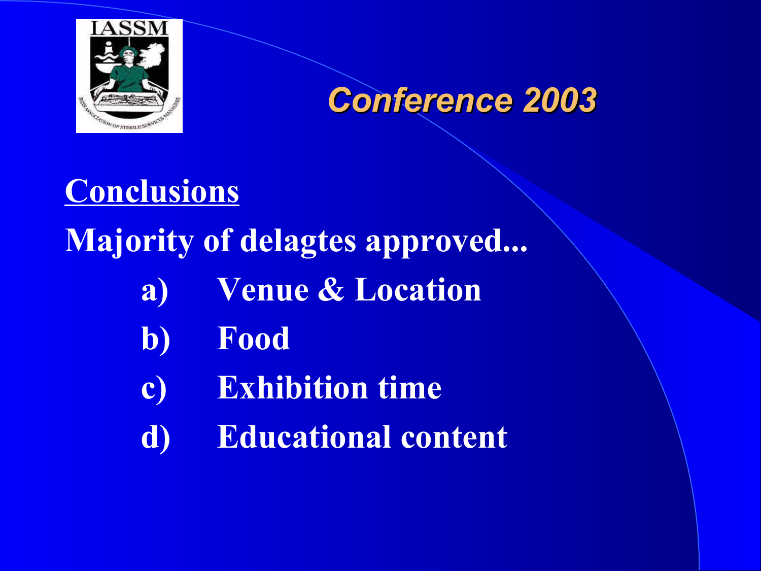## Conference 2003

**Conclusions**

**Majority of delagtes approved...**

a) Venue & Location

b) Food

c) Exhibition time

d) Educational content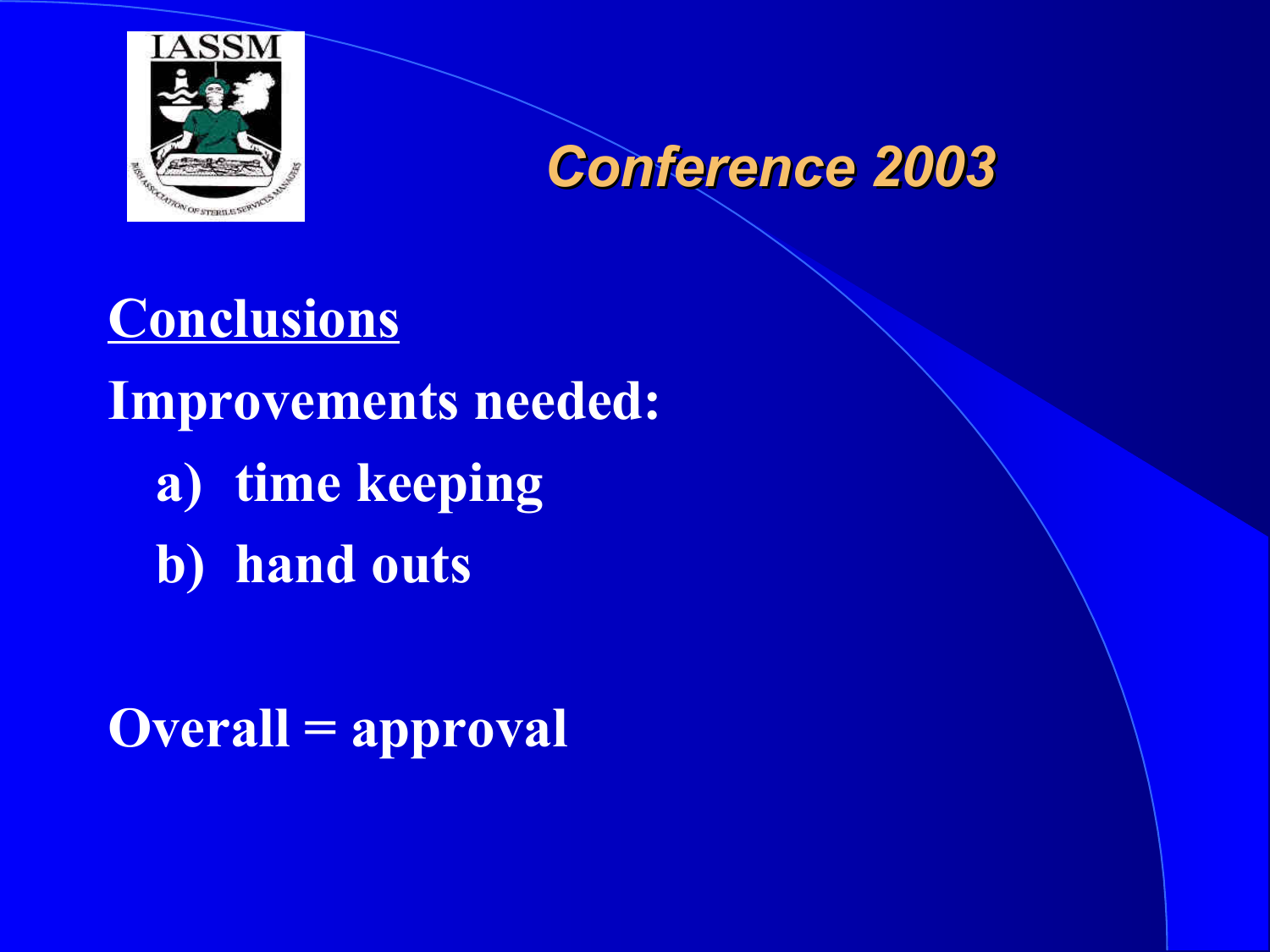## Conference 2003

**Conclusions**

**Improvements needed:**

a) time keeping

b) hand outs

**Overall = approval**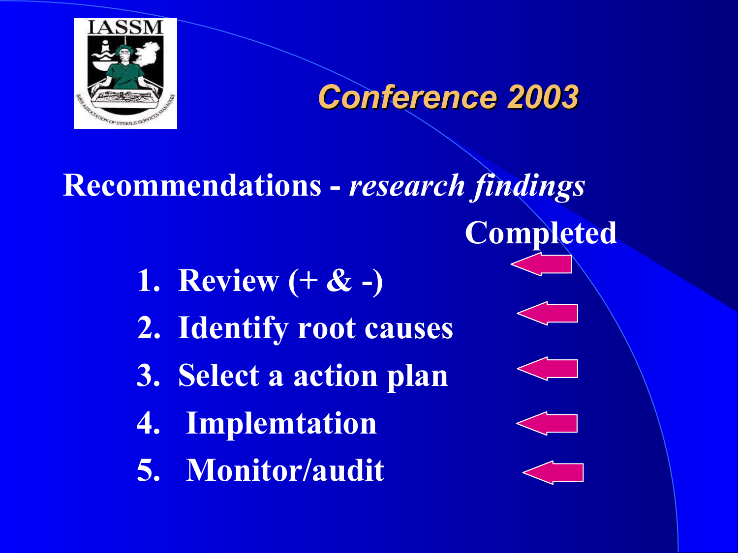## Conference 2003

**Recommendations -** ***research findings***

**Completed**

1. **Review (+ & -)**
2. **Identify root causes**
3. **Select a action plan**
4. **Implemtation**
5. **Monitor/audit**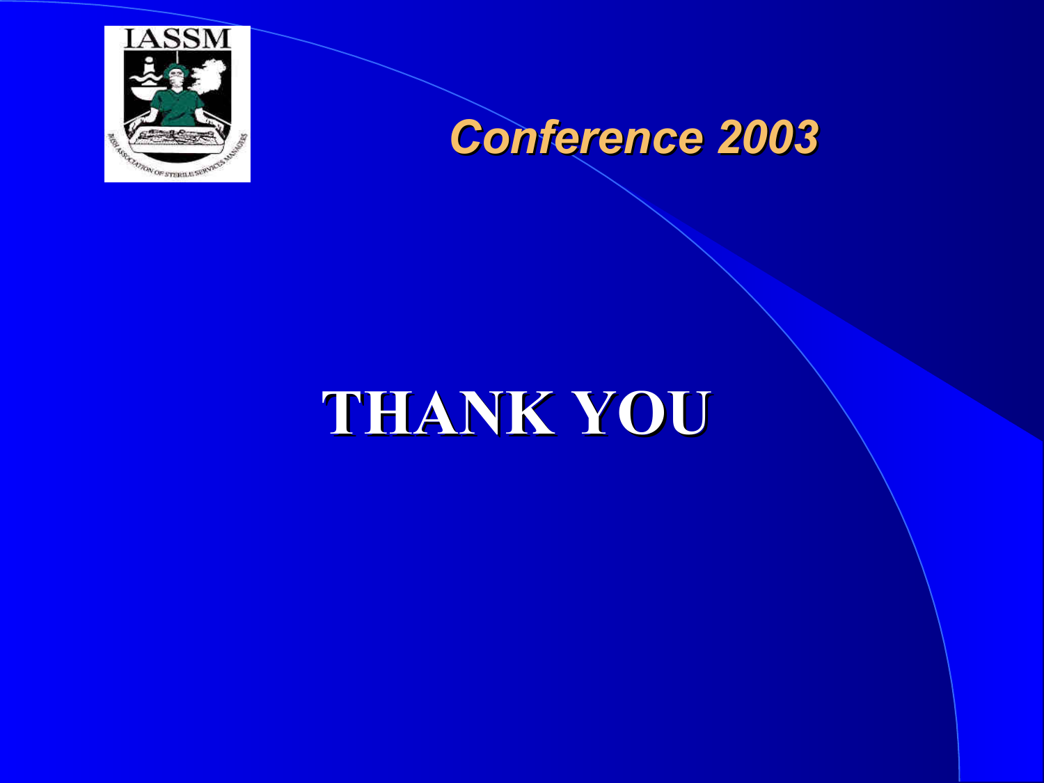*Conference 2003*

# THANK YOU